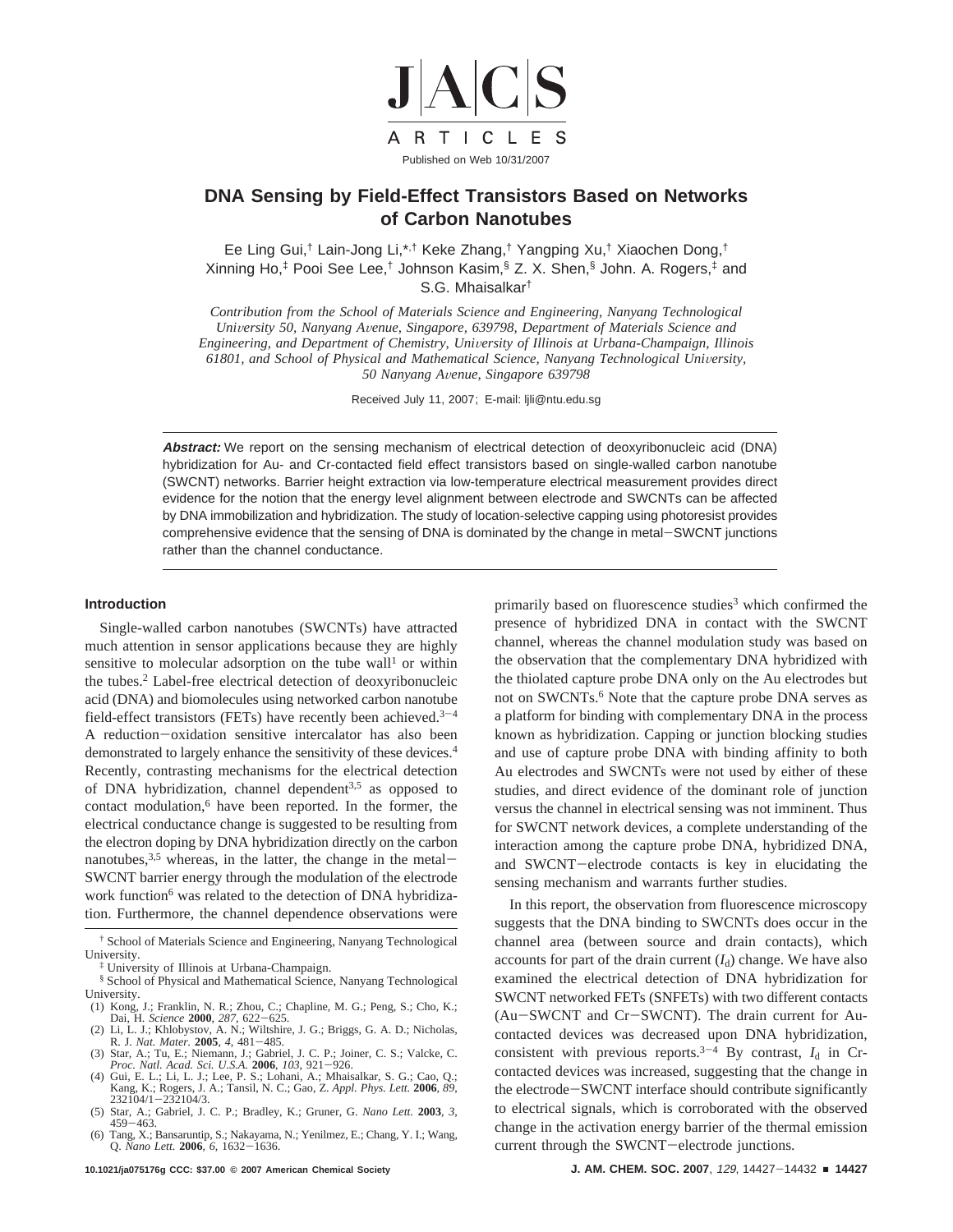# J|A|C|S

ARTICLES

Published on Web 10/31/2007

# DNA Sensing by Field-Effect Transistors Based on Networks of Carbon Nanotubes

Ee Ling Gui,[†] Lain-Jong Li,[*,†] Keke Zhang,[†] Yangping Xu,[†] Xiaochen Dong,[†] Xinning Ho,[‡] Pooi See Lee,[†] Johnson Kasim,[§] Z. X. Shen,[§] John. A. Rogers,[‡] and S.G. Mhaisalkar[†]

*Contribution from the School of Materials Science and Engineering, Nanyang Technological University 50, Nanyang Avenue, Singapore, 639798, Department of Materials Science and Engineering, and Department of Chemistry, University of Illinois at Urbana-Champaign, Illinois 61801, and School of Physical and Mathematical Science, Nanyang Technological University, 50 Nanyang Avenue, Singapore 639798*

Received July 11, 2007; E-mail: ljli@ntu.edu.sg

***Abstract:*** We report on the sensing mechanism of electrical detection of deoxyribonucleic acid (DNA) hybridization for Au- and Cr-contacted field effect transistors based on single-walled carbon nanotube (SWCNT) networks. Barrier height extraction via low-temperature electrical measurement provides direct evidence for the notion that the energy level alignment between electrode and SWCNTs can be affected by DNA immobilization and hybridization. The study of location-selective capping using photoresist provides comprehensive evidence that the sensing of DNA is dominated by the change in metal−SWCNT junctions rather than the channel conductance.

## Introduction

Single-walled carbon nanotubes (SWCNTs) have attracted much attention in sensor applications because they are highly sensitive to molecular adsorption on the tube wall[1] or within the tubes.[2] Label-free electrical detection of deoxyribonucleic acid (DNA) and biomolecules using networked carbon nanotube field-effect transistors (FETs) have recently been achieved.[3−4] A reduction−oxidation sensitive intercalator has also been demonstrated to largely enhance the sensitivity of these devices.[4] Recently, contrasting mechanisms for the electrical detection of DNA hybridization, channel dependent[3,5] as opposed to contact modulation,[6] have been reported. In the former, the electrical conductance change is suggested to be resulting from the electron doping by DNA hybridization directly on the carbon nanotubes,[3,5] whereas, in the latter, the change in the metal−SWCNT barrier energy through the modulation of the electrode work function[6] was related to the detection of DNA hybridization. Furthermore, the channel dependence observations were primarily based on fluorescence studies[3] which confirmed the presence of hybridized DNA in contact with the SWCNT channel, whereas the channel modulation study was based on the observation that the complementary DNA hybridized with the thiolated capture probe DNA only on the Au electrodes but not on SWCNTs.[6] Note that the capture probe DNA serves as a platform for binding with complementary DNA in the process known as hybridization. Capping or junction blocking studies and use of capture probe DNA with binding affinity to both Au electrodes and SWCNTs were not used by either of these studies, and direct evidence of the dominant role of junction versus the channel in electrical sensing was not imminent. Thus for SWCNT network devices, a complete understanding of the interaction among the capture probe DNA, hybridized DNA, and SWCNT−electrode contacts is key in elucidating the sensing mechanism and warrants further studies.

In this report, the observation from fluorescence microscopy suggests that the DNA binding to SWCNTs does occur in the channel area (between source and drain contacts), which accounts for part of the drain current ($I_d$) change. We have also examined the electrical detection of DNA hybridization for SWCNT networked FETs (SNFETs) with two different contacts (Au−SWCNT and Cr−SWCNT). The drain current for Au-contacted devices was decreased upon DNA hybridization, consistent with previous reports.[3−4] By contrast, $I_d$ in Cr-contacted devices was increased, suggesting that the change in the electrode−SWCNT interface should contribute significantly to electrical signals, which is corroborated with the observed change in the activation energy barrier of the thermal emission current through the SWCNT−electrode junctions.

[†] School of Materials Science and Engineering, Nanyang Technological University.
[‡] University of Illinois at Urbana-Champaign.
[§] School of Physical and Mathematical Science, Nanyang Technological University.

(1) Kong, J.; Franklin, N. R.; Zhou, C.; Chapline, M. G.; Peng, S.; Cho, K.; Dai, H. *Science* **2000**, *287*, 622−625.
(2) Li, L. J.; Khlobystov, A. N.; Wiltshire, J. G.; Briggs, G. A. D.; Nicholas, R. J. *Nat. Mater.* **2005**, *4*, 481−485.
(3) Star, A.; Tu, E.; Niemann, J.; Gabriel, J. C. P.; Joiner, C. S.; Valcke, C. *Proc. Natl. Acad. Sci. U.S.A.* **2006**, *103*, 921−926.
(4) Gui, E. L.; Li, L. J.; Lee, P. S.; Lohani, A.; Mhaisalkar, S. G.; Cao, Q.; Kang, K.; Rogers, J. A.; Tansil, N. C.; Gao, Z. *Appl. Phys. Lett.* **2006**, *89*, 232104/1−232104/3.
(5) Star, A.; Gabriel, J. C. P.; Bradley, K.; Gruner, G. *Nano Lett.* **2003**, *3*, 459−463.
(6) Tang, X.; Bansaruntip, S.; Nakayama, N.; Yenilmez, E.; Chang, Y. I.; Wang, Q. *Nano Lett.* **2006**, *6*, 1632−1636.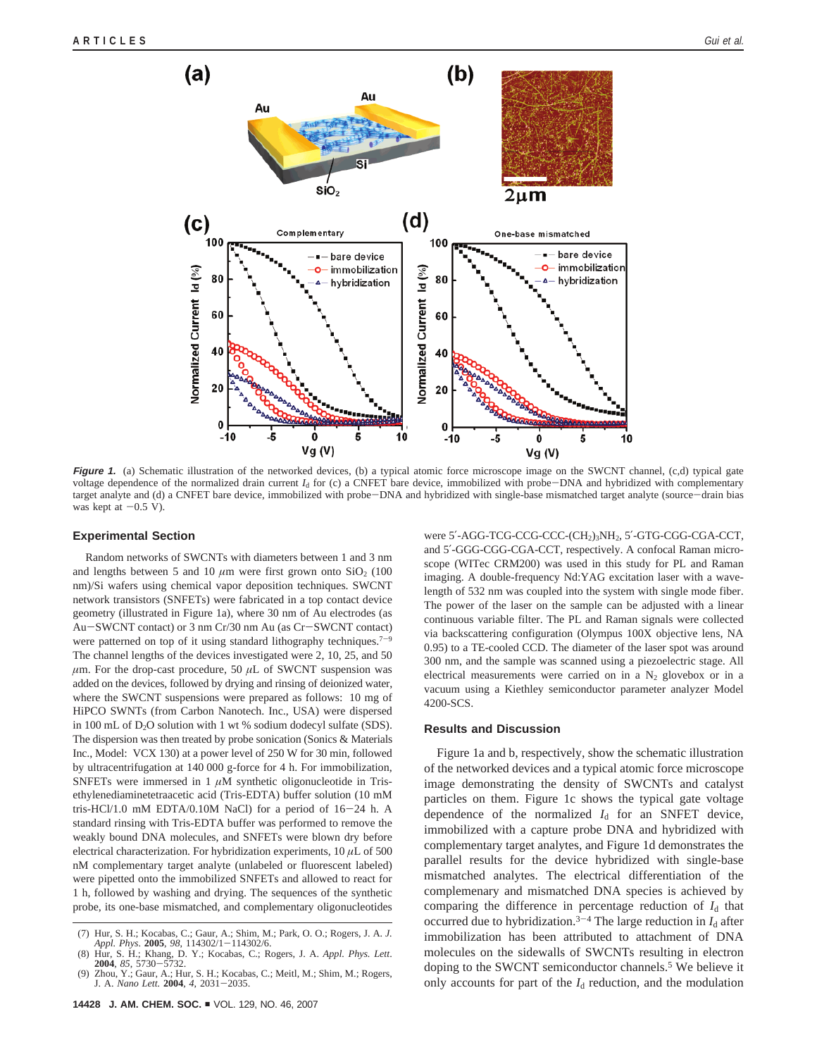**Figure 1.** (a) Schematic illustration of the networked devices, (b) a typical atomic force microscope image on the SWCNT channel, (c,d) typical gate voltage dependence of the normalized drain current $I_d$ for (c) a CNFET bare device, immobilized with probe−DNA and hybridized with complementary target analyte and (d) a CNFET bare device, immobilized with probe−DNA and hybridized with single-base mismatched target analyte (source−drain bias was kept at −0.5 V).

## Experimental Section

Random networks of SWCNTs with diameters between 1 and 3 nm and lengths between 5 and 10 $\mu$m were first grown onto $SiO_2$ (100 nm)/Si wafers using chemical vapor deposition techniques. SWCNT network transistors (SNFETs) were fabricated in a top contact device geometry (illustrated in Figure 1a), where 30 nm of Au electrodes (as Au−SWCNT contact) or 3 nm Cr/30 nm Au (as Cr−SWCNT contact) were patterned on top of it using standard lithography techniques.[7−9] The channel lengths of the devices investigated were 2, 10, 25, and 50 $\mu$m. For the drop-cast procedure, 50 $\mu$L of SWCNT suspension was added on the devices, followed by drying and rinsing of deionized water, where the SWCNT suspensions were prepared as follows: 10 mg of HiPCO SWNTs (from Carbon Nanotech. Inc., USA) were dispersed in 100 mL of $D_2O$ solution with 1 wt % sodium dodecyl sulfate (SDS). The dispersion was then treated by probe sonication (Sonics & Materials Inc., Model: VCX 130) at a power level of 250 W for 30 min, followed by ultracentrifugation at 140 000 g-force for 4 h. For immobilization, SNFETs were immersed in 1 $\mu$M synthetic oligonucleotide in Tris-ethylenediaminetetraacetic acid (Tris-EDTA) buffer solution (10 mM tris-HCl/1.0 mM EDTA/0.10M NaCl) for a period of 16−24 h. A standard rinsing with Tris-EDTA buffer was performed to remove the weakly bound DNA molecules, and SNFETs were blown dry before electrical characterization. For hybridization experiments, 10 $\mu$L of 500 nM complementary target analyte (unlabeled or fluorescent labeled) were pipetted onto the immobilized SNFETs and allowed to react for 1 h, followed by washing and drying. The sequences of the synthetic probe, its one-base mismatched, and complementary oligonucleotides were 5′-AGG-TCG-CCG-CCC-$(CH_2)_3NH_2$, 5′-GTG-CGG-CGA-CCT, and 5′-GGG-CGG-CGA-CCT, respectively. A confocal Raman microscope (WITec CRM200) was used in this study for PL and Raman imaging. A double-frequency Nd:YAG excitation laser with a wavelength of 532 nm was coupled into the system with single mode fiber. The power of the laser on the sample can be adjusted with a linear continuous variable filter. The PL and Raman signals were collected via backscattering configuration (Olympus 100X objective lens, NA 0.95) to a TE-cooled CCD. The diameter of the laser spot was around 300 nm, and the sample was scanned using a piezoelectric stage. All electrical measurements were carried on in a $N_2$ glovebox or in a vacuum using a Kiethley semiconductor parameter analyzer Model 4200-SCS.

## Results and Discussion

Figure 1a and b, respectively, show the schematic illustration of the networked devices and a typical atomic force microscope image demonstrating the density of SWCNTs and catalyst particles on them. Figure 1c shows the typical gate voltage dependence of the normalized $I_d$ for an SNFET device, immobilized with a capture probe DNA and hybridized with complementary target analytes, and Figure 1d demonstrates the parallel results for the device hybridized with single-base mismatched analytes. The electrical differentiation of the complementary and mismatched DNA species is achieved by comparing the difference in percentage reduction of $I_d$ that occurred due to hybridization.[3−4] The large reduction in $I_d$ after immobilization has been attributed to attachment of DNA molecules on the sidewalls of SWCNTs resulting in electron doping to the SWCNT semiconductor channels.[5] We believe it only accounts for part of the $I_d$ reduction, and the modulation

(7) Hur, S. H.; Kocabas, C.; Gaur, A.; Shim, M.; Park, O. O.; Rogers, J. A. *J. Appl. Phys.* **2005**, *98*, 114302/1−114302/6.
(8) Hur, S. H.; Khang, D. Y.; Kocabas, C.; Rogers, J. A. *Appl. Phys. Lett.* **2004**, *85*, 5730−5732.
(9) Zhou, Y.; Gaur, A.; Hur, S. H.; Kocabas, C.; Meitl, M.; Shim, M.; Rogers, J. A. *Nano Lett.* **2004**, *4*, 2031−2035.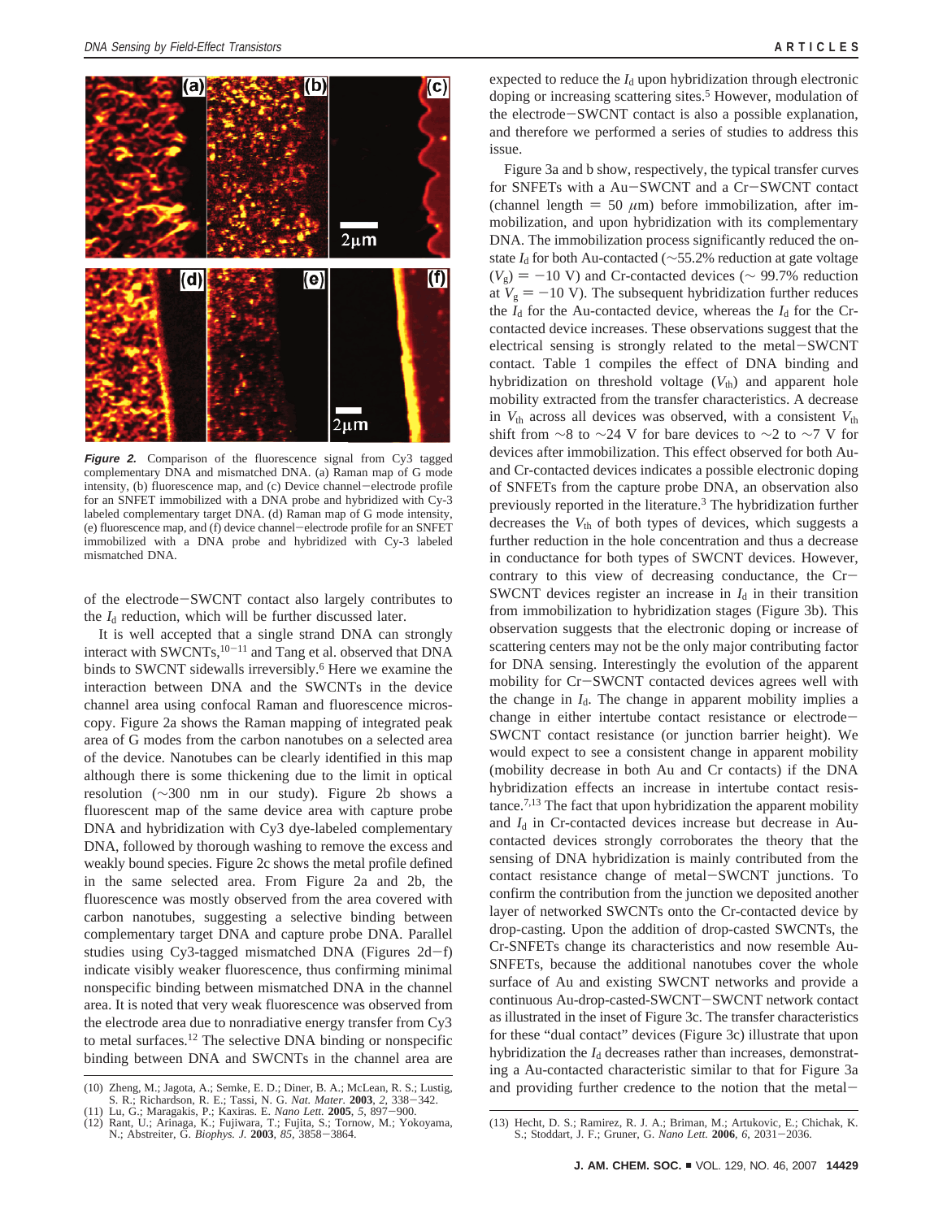*Figure 2.* Comparison of the fluorescence signal from Cy3 tagged complementary DNA and mismatched DNA. (a) Raman map of G mode intensity, (b) fluorescence map, and (c) Device channel−electrode profile for an SNFET immobilized with a DNA probe and hybridized with Cy-3 labeled complementary target DNA. (d) Raman map of G mode intensity, (e) fluorescence map, and (f) device channel−electrode profile for an SNFET immobilized with a DNA probe and hybridized with Cy-3 labeled mismatched DNA.

of the electrode−SWCNT contact also largely contributes to the $I_d$ reduction, which will be further discussed later.

It is well accepted that a single strand DNA can strongly interact with SWCNTs,[10−11] and Tang et al. observed that DNA binds to SWCNT sidewalls irreversibly.[6] Here we examine the interaction between DNA and the SWCNTs in the device channel area using confocal Raman and fluorescence microscopy. Figure 2a shows the Raman mapping of integrated peak area of G modes from the carbon nanotubes on a selected area of the device. Nanotubes can be clearly identified in this map although there is some thickening due to the limit in optical resolution (∼300 nm in our study). Figure 2b shows a fluorescent map of the same device area with capture probe DNA and hybridization with Cy3 dye-labeled complementary DNA, followed by thorough washing to remove the excess and weakly bound species. Figure 2c shows the metal profile defined in the same selected area. From Figure 2a and 2b, the fluorescence was mostly observed from the area covered with carbon nanotubes, suggesting a selective binding between complementary target DNA and capture probe DNA. Parallel studies using Cy3-tagged mismatched DNA (Figures 2d−f) indicate visibly weaker fluorescence, thus confirming minimal nonspecific binding between mismatched DNA in the channel area. It is noted that very weak fluorescence was observed from the electrode area due to nonradiative energy transfer from Cy3 to metal surfaces.[12] The selective DNA binding or nonspecific binding between DNA and SWCNTs in the channel area are expected to reduce the $I_d$ upon hybridization through electronic doping or increasing scattering sites.[5] However, modulation of the electrode−SWCNT contact is also a possible explanation, and therefore we performed a series of studies to address this issue.

Figure 3a and b show, respectively, the typical transfer curves for SNFETs with a Au−SWCNT and a Cr−SWCNT contact (channel length = 50 $\mu$m) before immobilization, after immobilization, and upon hybridization with its complementary DNA. The immobilization process significantly reduced the on-state $I_d$ for both Au-contacted (∼55.2% reduction at gate voltage ($V_g$) = −10 V) and Cr-contacted devices (∼ 99.7% reduction at $V_g$ = −10 V). The subsequent hybridization further reduces the $I_d$ for the Au-contacted device, whereas the $I_d$ for the Cr-contacted device increases. These observations suggest that the electrical sensing is strongly related to the metal−SWCNT contact. Table 1 compiles the effect of DNA binding and hybridization on threshold voltage ($V_{th}$) and apparent hole mobility extracted from the transfer characteristics. A decrease in $V_{th}$ across all devices was observed, with a consistent $V_{th}$ shift from ∼8 to ∼24 V for bare devices to ∼2 to ∼7 V for devices after immobilization. This effect observed for both Au- and Cr-contacted devices indicates a possible electronic doping of SNFETs from the capture probe DNA, an observation also previously reported in the literature.[3] The hybridization further decreases the $V_{th}$ of both types of devices, which suggests a further reduction in the hole concentration and thus a decrease in conductance for both types of SWCNT devices. However, contrary to this view of decreasing conductance, the Cr−SWCNT devices register an increase in $I_d$ in their transition from immobilization to hybridization stages (Figure 3b). This observation suggests that the electronic doping or increase of scattering centers may not be the only major contributing factor for DNA sensing. Interestingly the evolution of the apparent mobility for Cr−SWCNT contacted devices agrees well with the change in $I_d$. The change in apparent mobility implies a change in either intertube contact resistance or electrode−SWCNT contact resistance (or junction barrier height). We would expect to see a consistent change in apparent mobility (mobility decrease in both Au and Cr contacts) if the DNA hybridization effects an increase in intertube contact resistance.[7,13] The fact that upon hybridization the apparent mobility and $I_d$ in Cr-contacted devices increase but decrease in Au-contacted devices strongly corroborates the theory that the sensing of DNA hybridization is mainly contributed from the contact resistance change of metal−SWCNT junctions. To confirm the contribution from the junction we deposited another layer of networked SWCNTs onto the Cr-contacted device by drop-casting. Upon the addition of drop-casted SWCNTs, the Cr-SNFETs change its characteristics and now resemble Au-SNFETs, because the additional nanotubes cover the whole surface of Au and existing SWCNT networks and provide a continuous Au-drop-casted-SWCNT−SWCNT network contact as illustrated in the inset of Figure 3c. The transfer characteristics for these "dual contact" devices (Figure 3c) illustrate that upon hybridization the $I_d$ decreases rather than increases, demonstrating a Au-contacted characteristic similar to that for Figure 3a and providing further credence to the notion that the metal−

(10) Zheng, M.; Jagota, A.; Semke, E. D.; Diner, B. A.; McLean, R. S.; Lustig, S. R.; Richardson, R. E.; Tassi, N. G. *Nat. Mater.* **2003**, *2*, 338−342.
(11) Lu, G.; Maragakis, P.; Kaxiras. E. *Nano Lett.* **2005**, *5*, 897−900.
(12) Rant, U.; Arinaga, K.; Fujiwara, T.; Fujita, S.; Tornow, M.; Yokoyama, N.; Abstreiter, G. *Biophys. J.* **2003**, *85*, 3858−3864.
(13) Hecht, D. S.; Ramirez, R. J. A.; Briman, M.; Artukovic, E.; Chichak, K. S.; Stoddart, J. F.; Gruner, G. *Nano Lett.* **2006**, *6*, 2031−2036.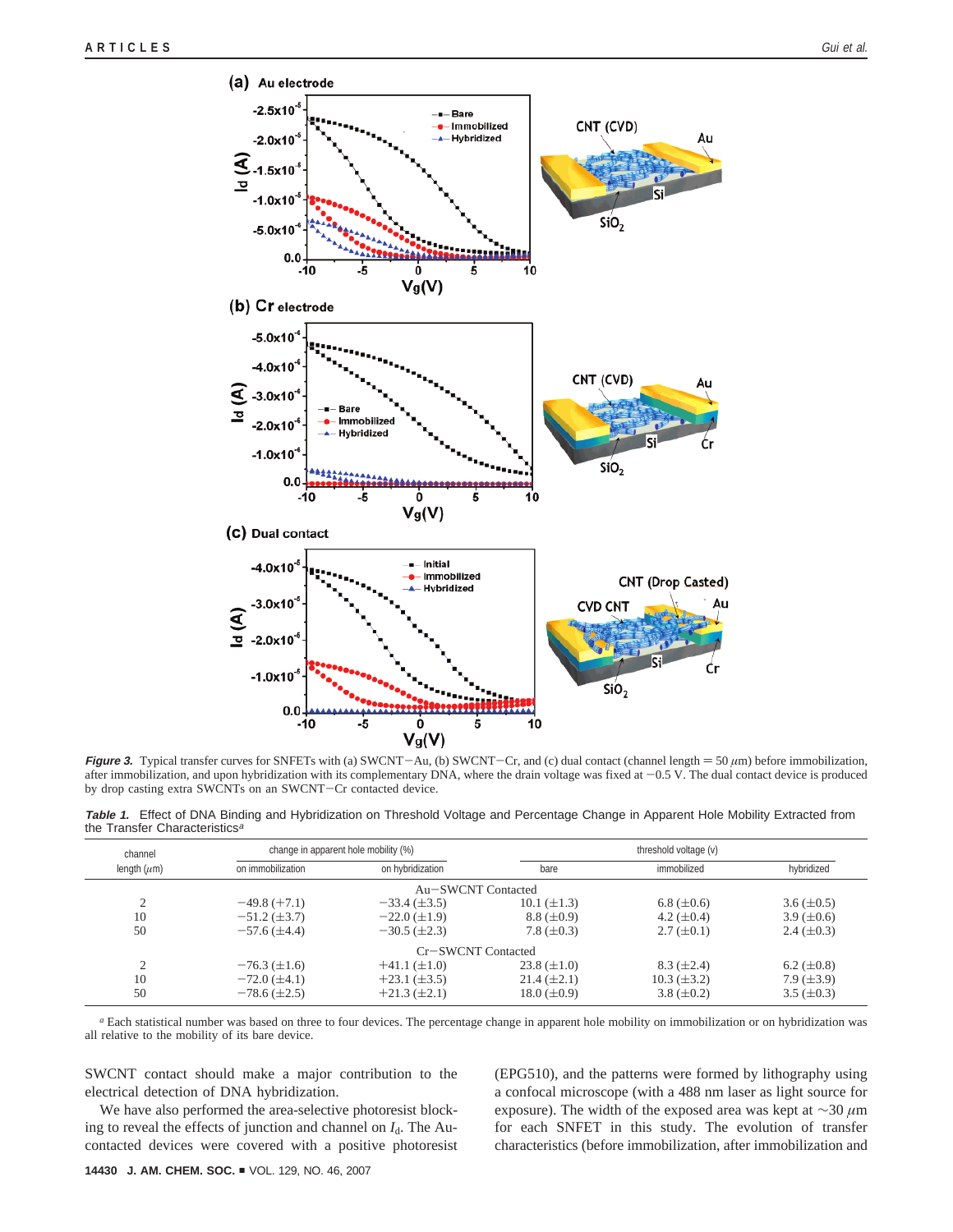***Figure 3.*** Typical transfer curves for SNFETs with (a) SWCNT−Au, (b) SWCNT−Cr, and (c) dual contact (channel length = 50 $\mu$m) before immobilization, after immobilization, and upon hybridization with its complementary DNA, where the drain voltage was fixed at −0.5 V. The dual contact device is produced by drop casting extra SWCNTs on an SWCNT−Cr contacted device.

***Table 1.*** Effect of DNA Binding and Hybridization on Threshold Voltage and Percentage Change in Apparent Hole Mobility Extracted from the Transfer Characteristics[a]

| channel length ($\mu$m) | change in apparent hole mobility (%) | | threshold voltage (v) | | |
|---|---|---|---|---|---|
| | on immobilization | on hybridization | bare | immobilized | hybridized |
| | | Au−SWCNT Contacted | | | |
| 2 | −49.8 (+7.1) | −33.4 (±3.5) | 10.1 (±1.3) | 6.8 (±0.6) | 3.6 (±0.5) |
| 10 | −51.2 (±3.7) | −22.0 (±1.9) | 8.8 (±0.9) | 4.2 (±0.4) | 3.9 (±0.6) |
| 50 | −57.6 (±4.4) | −30.5 (±2.3) | 7.8 (±0.3) | 2.7 (±0.1) | 2.4 (±0.3) |
| | | Cr−SWCNT Contacted | | | |
| 2 | −76.3 (±1.6) | +41.1 (±1.0) | 23.8 (±1.0) | 8.3 (±2.4) | 6.2 (±0.8) |
| 10 | −72.0 (±4.1) | +23.1 (±3.5) | 21.4 (±2.1) | 10.3 (±3.2) | 7.9 (±3.9) |
| 50 | −78.6 (±2.5) | +21.3 (±2.1) | 18.0 (±0.9) | 3.8 (±0.2) | 3.5 (±0.3) |

[a] Each statistical number was based on three to four devices. The percentage change in apparent hole mobility on immobilization or on hybridization was all relative to the mobility of its bare device.

SWCNT contact should make a major contribution to the electrical detection of DNA hybridization.

We have also performed the area-selective photoresist blocking to reveal the effects of junction and channel on $I_d$. The Au-contacted devices were covered with a positive photoresist (EPG510), and the patterns were formed by lithography using a confocal microscope (with a 488 nm laser as light source for exposure). The width of the exposed area was kept at ~30 $\mu$m for each SNFET in this study. The evolution of transfer characteristics (before immobilization, after immobilization and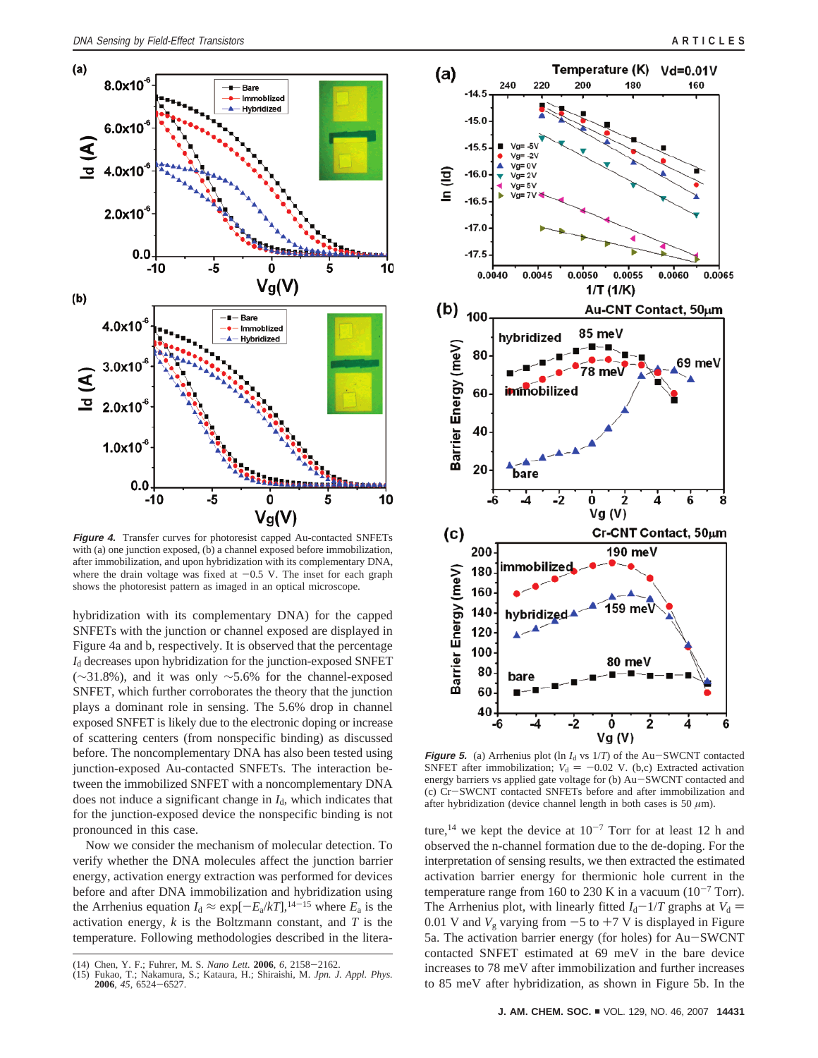**Figure 4.** Transfer curves for photoresist capped Au-contacted SNFETs with (a) one junction exposed, (b) a channel exposed before immobilization, after immobilization, and upon hybridization with its complementary DNA, where the drain voltage was fixed at −0.5 V. The inset for each graph shows the photoresist pattern as imaged in an optical microscope.

hybridization with its complementary DNA) for the capped SNFETs with the junction or channel exposed are displayed in Figure 4a and b, respectively. It is observed that the percentage $I_d$ decreases upon hybridization for the junction-exposed SNFET (~31.8%), and it was only ~5.6% for the channel-exposed SNFET, which further corroborates the theory that the junction plays a dominant role in sensing. The 5.6% drop in channel exposed SNFET is likely due to the electronic doping or increase of scattering centers (from nonspecific binding) as discussed before. The noncomplementary DNA has also been tested using junction-exposed Au-contacted SNFETs. The interaction between the immobilized SNFET with a noncomplementary DNA does not induce a significant change in $I_d$, which indicates that for the junction-exposed device the nonspecific binding is not pronounced in this case.

Now we consider the mechanism of molecular detection. To verify whether the DNA molecules affect the junction barrier energy, activation energy extraction was performed for devices before and after DNA immobilization and hybridization using the Arrhenius equation $I_d \approx \exp[-E_a/kT]$,[14–15] where $E_a$ is the activation energy, $k$ is the Boltzmann constant, and $T$ is the temperature. Following methodologies described in the literature,[14] we kept the device at $10^{-7}$ Torr for at least 12 h and observed the n-channel formation due to the de-doping. For the interpretation of sensing results, we then extracted the estimated activation barrier energy for thermionic hole current in the temperature range from 160 to 230 K in a vacuum ($10^{-7}$ Torr). The Arrhenius plot, with linearly fitted $I_d$−1/$T$ graphs at $V_d$ = 0.01 V and $V_g$ varying from −5 to +7 V is displayed in Figure 5a. The activation barrier energy (for holes) for Au−SWCNT contacted SNFET estimated at 69 meV in the bare device increases to 78 meV after immobilization and further increases to 85 meV after hybridization, as shown in Figure 5b. In the

**Figure 5.** (a) Arrhenius plot (ln $I_d$ vs 1/$T$) of the Au−SWCNT contacted SNFET after immobilization; $V_d$ = −0.02 V. (b,c) Extracted activation energy barriers vs applied gate voltage for (b) Au−SWCNT contacted and (c) Cr−SWCNT contacted SNFETs before and after immobilization and after hybridization (device channel length in both cases is 50 μm).

(14) Chen, Y. F.; Fuhrer, M. S. *Nano Lett.* **2006**, *6*, 2158−2162.
(15) Fukao, T.; Nakamura, S.; Kataura, H.; Shiraishi, M. *Jpn. J. Appl. Phys.* **2006**, *45*, 6524−6527.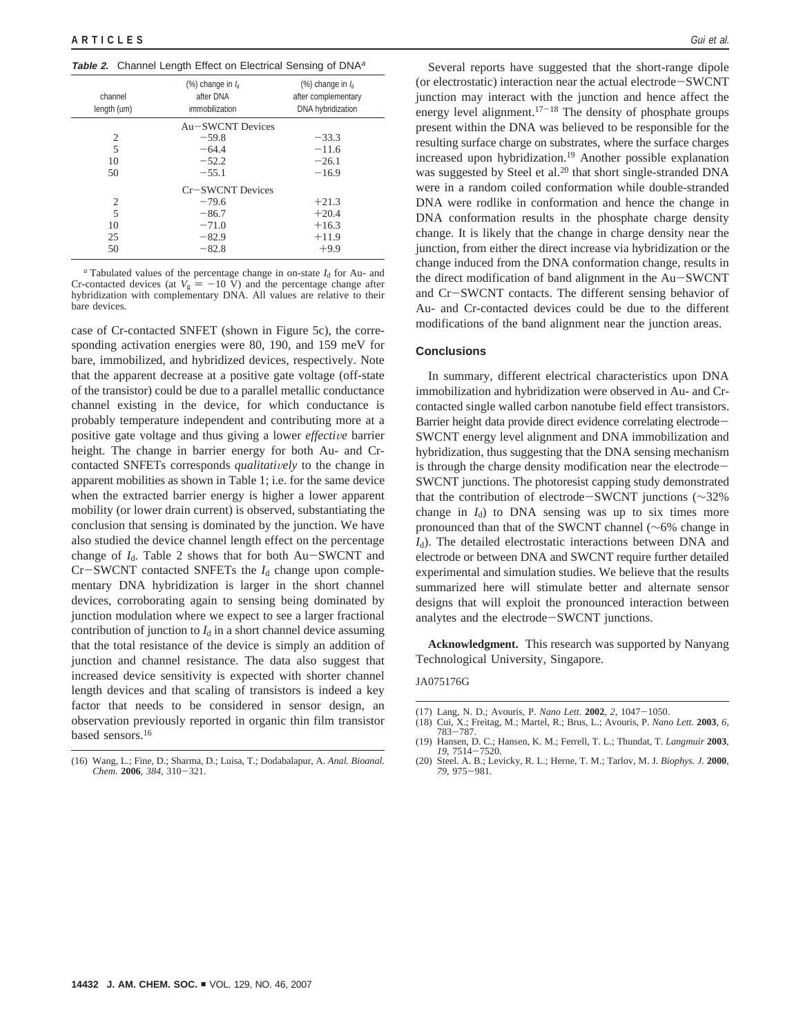*Table 2.* Channel Length Effect on Electrical Sensing of DNA[a]

| channel length (um) | (%) change in $I_d$ after DNA immobilization | (%) change in $I_d$ after complementary DNA hybridization |
|---|---|---|
| | Au−SWCNT Devices | |
| 2 | −59.8 | −33.3 |
| 5 | −64.4 | −11.6 |
| 10 | −52.2 | −26.1 |
| 50 | −55.1 | −16.9 |
| | Cr−SWCNT Devices | |
| 2 | −79.6 | +21.3 |
| 5 | −86.7 | +20.4 |
| 10 | −71.0 | +16.3 |
| 25 | −82.9 | +11.9 |
| 50 | −82.8 | +9.9 |

[a] Tabulated values of the percentage change in on-state $I_d$ for Au- and Cr-contacted devices (at $V_g = -10$ V) and the percentage change after hybridization with complementary DNA. All values are relative to their bare devices.

case of Cr-contacted SNFET (shown in Figure 5c), the corresponding activation energies were 80, 190, and 159 meV for bare, immobilized, and hybridized devices, respectively. Note that the apparent decrease at a positive gate voltage (off-state of the transistor) could be due to a parallel metallic conductance channel existing in the device, for which conductance is probably temperature independent and contributing more at a positive gate voltage and thus giving a lower *effective* barrier height. The change in barrier energy for both Au- and Cr-contacted SNFETs corresponds *qualitatively* to the change in apparent mobilities as shown in Table 1; i.e. for the same device when the extracted barrier energy is higher a lower apparent mobility (or lower drain current) is observed, substantiating the conclusion that sensing is dominated by the junction. We have also studied the device channel length effect on the percentage change of $I_d$. Table 2 shows that for both Au−SWCNT and Cr−SWCNT contacted SNFETs the $I_d$ change upon complementary DNA hybridization is larger in the short channel devices, corroborating again to sensing being dominated by junction modulation where we expect to see a larger fractional contribution of junction to $I_d$ in a short channel device assuming that the total resistance of the device is simply an addition of junction and channel resistance. The data also suggest that increased device sensitivity is expected with shorter channel length devices and that scaling of transistors is indeed a key factor that needs to be considered in sensor design, an observation previously reported in organic thin film transistor based sensors.[16]

Several reports have suggested that the short-range dipole (or electrostatic) interaction near the actual electrode−SWCNT junction may interact with the junction and hence affect the energy level alignment.[17−18] The density of phosphate groups present within the DNA was believed to be responsible for the resulting surface charge on substrates, where the surface charges increased upon hybridization.[19] Another possible explanation was suggested by Steel et al.[20] that short single-stranded DNA were in a random coiled conformation while double-stranded DNA were rodlike in conformation and hence the change in DNA conformation results in the phosphate charge density change. It is likely that the change in charge density near the junction, from either the direct increase via hybridization or the change induced from the DNA conformation change, results in the direct modification of band alignment in the Au−SWCNT and Cr−SWCNT contacts. The different sensing behavior of Au- and Cr-contacted devices could be due to the different modifications of the band alignment near the junction areas.

## Conclusions

In summary, different electrical characteristics upon DNA immobilization and hybridization were observed in Au- and Cr-contacted single walled carbon nanotube field effect transistors. Barrier height data provide direct evidence correlating electrode−SWCNT energy level alignment and DNA immobilization and hybridization, thus suggesting that the DNA sensing mechanism is through the charge density modification near the electrode−SWCNT junctions. The photoresist capping study demonstrated that the contribution of electrode−SWCNT junctions (~32% change in $I_d$) to DNA sensing was up to six times more pronounced than that of the SWCNT channel (~6% change in $I_d$). The detailed electrostatic interactions between DNA and electrode or between DNA and SWCNT require further detailed experimental and simulation studies. We believe that the results summarized here will stimulate better and alternate sensor designs that will exploit the pronounced interaction between analytes and the electrode−SWCNT junctions.

**Acknowledgment.** This research was supported by Nanyang Technological University, Singapore.

JA075176G

(16) Wang, L.; Fine, D.; Sharma, D.; Luisa, T.; Dodabalapur, A. *Anal. Bioanal. Chem.* **2006**, *384*, 310−321.

(17) Lang, N. D.; Avouris, P. *Nano Lett.* **2002**, *2*, 1047−1050.

(18) Cui, X.; Freitag, M.; Martel, R.; Brus, L.; Avouris, P. *Nano Lett.* **2003**, *6*, 783−787.

(19) Hansen, D. C.; Hansen, K. M.; Ferrell, T. L.; Thundat, T. *Langmuir* **2003**, *19*, 7514−7520.

(20) Steel. A. B.; Levicky, R. L.; Herne, T. M.; Tarlov, M. J. *Biophys. J.* **2000**, *79*, 975−981.